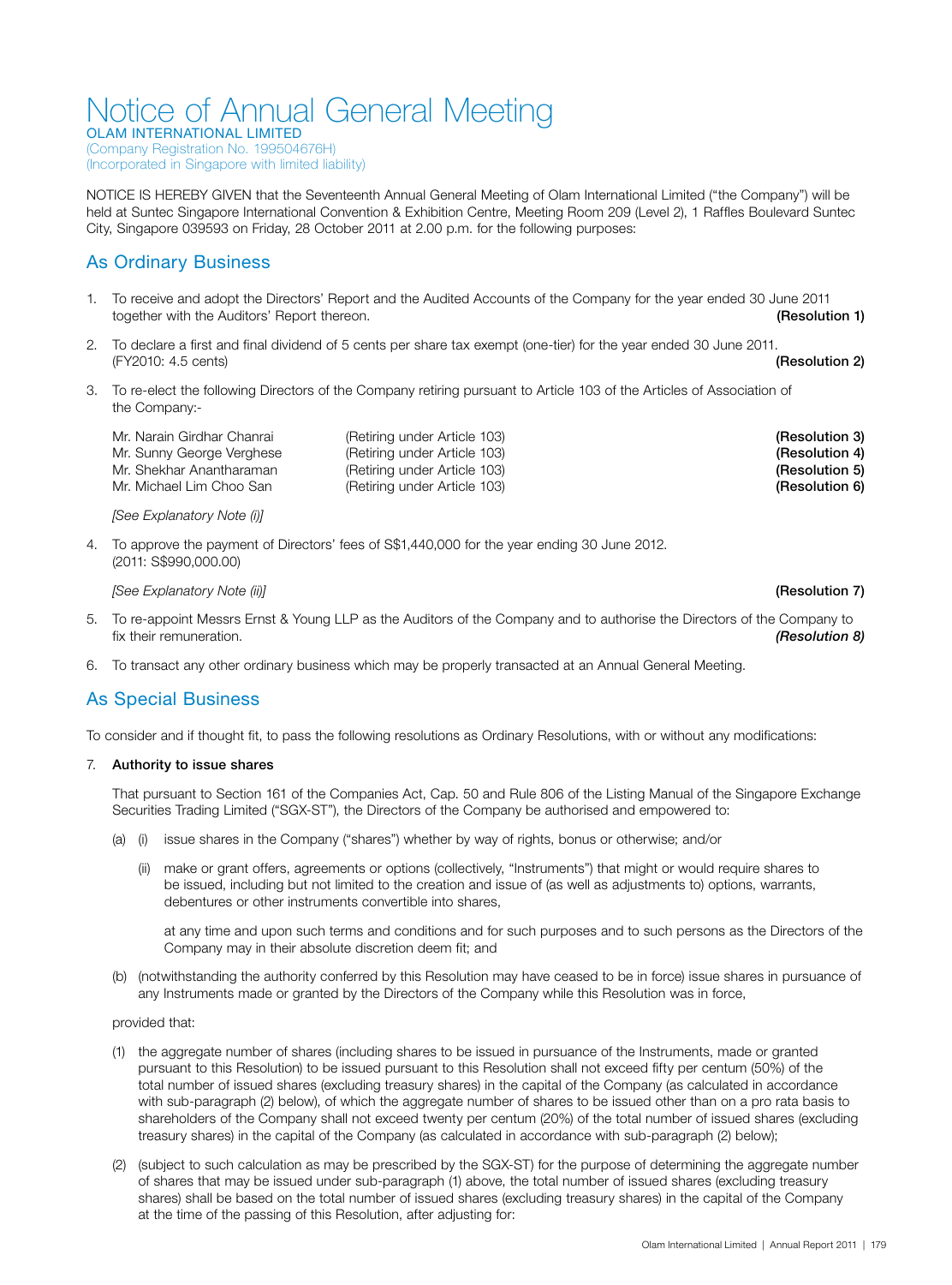# Notice of Annual General Meeting

OLAM INTERNATIONAL LIMITED
(Company Registration No. 199504676H)
(Incorporated in Singapore with limited liability)

NOTICE IS HEREBY GIVEN that the Seventeenth Annual General Meeting of Olam International Limited ("the Company") will be held at Suntec Singapore International Convention & Exhibition Centre, Meeting Room 209 (Level 2), 1 Raffles Boulevard Suntec City, Singapore 039593 on Friday, 28 October 2011 at 2.00 p.m. for the following purposes:

## As Ordinary Business

1. To receive and adopt the Directors' Report and the Audited Accounts of the Company for the year ended 30 June 2011 together with the Auditors' Report thereon. **(Resolution 1)**

2. To declare a first and final dividend of 5 cents per share tax exempt (one-tier) for the year ended 30 June 2011. (FY2010: 4.5 cents) **(Resolution 2)**

3. To re-elect the following Directors of the Company retiring pursuant to Article 103 of the Articles of Association of the Company:-

| | | |
|---|---|---|
| Mr. Narain Girdhar Chanrai | (Retiring under Article 103) | **(Resolution 3)** |
| Mr. Sunny George Verghese | (Retiring under Article 103) | **(Resolution 4)** |
| Mr. Shekhar Anantharaman | (Retiring under Article 103) | **(Resolution 5)** |
| Mr. Michael Lim Choo San | (Retiring under Article 103) | **(Resolution 6)** |

*[See Explanatory Note (i)]*

4. To approve the payment of Directors' fees of S$1,440,000 for the year ending 30 June 2012. (2011: S$990,000.00)

   *[See Explanatory Note (ii)]* **(Resolution 7)**

5. To re-appoint Messrs Ernst & Young LLP as the Auditors of the Company and to authorise the Directors of the Company to fix their remuneration. ***(Resolution 8)***

6. To transact any other ordinary business which may be properly transacted at an Annual General Meeting.

## As Special Business

To consider and if thought fit, to pass the following resolutions as Ordinary Resolutions, with or without any modifications:

7. **Authority to issue shares**

   That pursuant to Section 161 of the Companies Act, Cap. 50 and Rule 806 of the Listing Manual of the Singapore Exchange Securities Trading Limited ("SGX-ST"), the Directors of the Company be authorised and empowered to:

   (a) (i) issue shares in the Company ("shares") whether by way of rights, bonus or otherwise; and/or

   (ii) make or grant offers, agreements or options (collectively, "Instruments") that might or would require shares to be issued, including but not limited to the creation and issue of (as well as adjustments to) options, warrants, debentures or other instruments convertible into shares,

   at any time and upon such terms and conditions and for such purposes and to such persons as the Directors of the Company may in their absolute discretion deem fit; and

   (b) (notwithstanding the authority conferred by this Resolution may have ceased to be in force) issue shares in pursuance of any Instruments made or granted by the Directors of the Company while this Resolution was in force,

   provided that:

   (1) the aggregate number of shares (including shares to be issued in pursuance of the Instruments, made or granted pursuant to this Resolution) to be issued pursuant to this Resolution shall not exceed fifty per centum (50%) of the total number of issued shares (excluding treasury shares) in the capital of the Company (as calculated in accordance with sub-paragraph (2) below), of which the aggregate number of shares to be issued other than on a pro rata basis to shareholders of the Company shall not exceed twenty per centum (20%) of the total number of issued shares (excluding treasury shares) in the capital of the Company (as calculated in accordance with sub-paragraph (2) below);

   (2) (subject to such calculation as may be prescribed by the SGX-ST) for the purpose of determining the aggregate number of shares that may be issued under sub-paragraph (1) above, the total number of issued shares (excluding treasury shares) shall be based on the total number of issued shares (excluding treasury shares) in the capital of the Company at the time of the passing of this Resolution, after adjusting for: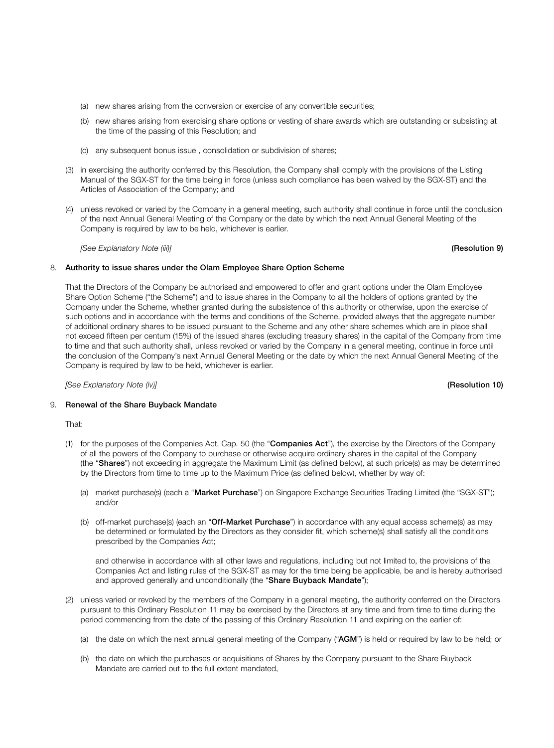(a) new shares arising from the conversion or exercise of any convertible securities;

(b) new shares arising from exercising share options or vesting of share awards which are outstanding or subsisting at the time of the passing of this Resolution; and

(c) any subsequent bonus issue , consolidation or subdivision of shares;

(3) in exercising the authority conferred by this Resolution, the Company shall comply with the provisions of the Listing Manual of the SGX-ST for the time being in force (unless such compliance has been waived by the SGX-ST) and the Articles of Association of the Company; and

(4) unless revoked or varied by the Company in a general meeting, such authority shall continue in force until the conclusion of the next Annual General Meeting of the Company or the date by which the next Annual General Meeting of the Company is required by law to be held, whichever is earlier.

*[See Explanatory Note (iii)]* **(Resolution 9)**

8. **Authority to issue shares under the Olam Employee Share Option Scheme**

That the Directors of the Company be authorised and empowered to offer and grant options under the Olam Employee Share Option Scheme ("the Scheme") and to issue shares in the Company to all the holders of options granted by the Company under the Scheme, whether granted during the subsistence of this authority or otherwise, upon the exercise of such options and in accordance with the terms and conditions of the Scheme, provided always that the aggregate number of additional ordinary shares to be issued pursuant to the Scheme and any other share schemes which are in place shall not exceed fifteen per centum (15%) of the issued shares (excluding treasury shares) in the capital of the Company from time to time and that such authority shall, unless revoked or varied by the Company in a general meeting, continue in force until the conclusion of the Company's next Annual General Meeting or the date by which the next Annual General Meeting of the Company is required by law to be held, whichever is earlier.

*[See Explanatory Note (iv)]* **(Resolution 10)**

9. **Renewal of the Share Buyback Mandate**

That:

(1) for the purposes of the Companies Act, Cap. 50 (the "**Companies Act**"), the exercise by the Directors of the Company of all the powers of the Company to purchase or otherwise acquire ordinary shares in the capital of the Company (the "**Shares**") not exceeding in aggregate the Maximum Limit (as defined below), at such price(s) as may be determined by the Directors from time to time up to the Maximum Price (as defined below), whether by way of:

(a) market purchase(s) (each a "**Market Purchase**") on Singapore Exchange Securities Trading Limited (the "SGX-ST"); and/or

(b) off-market purchase(s) (each an "**Off-Market Purchase**") in accordance with any equal access scheme(s) as may be determined or formulated by the Directors as they consider fit, which scheme(s) shall satisfy all the conditions prescribed by the Companies Act;

and otherwise in accordance with all other laws and regulations, including but not limited to, the provisions of the Companies Act and listing rules of the SGX-ST as may for the time being be applicable, be and is hereby authorised and approved generally and unconditionally (the "**Share Buyback Mandate**");

(2) unless varied or revoked by the members of the Company in a general meeting, the authority conferred on the Directors pursuant to this Ordinary Resolution 11 may be exercised by the Directors at any time and from time to time during the period commencing from the date of the passing of this Ordinary Resolution 11 and expiring on the earlier of:

(a) the date on which the next annual general meeting of the Company ("**AGM**") is held or required by law to be held; or

(b) the date on which the purchases or acquisitions of Shares by the Company pursuant to the Share Buyback Mandate are carried out to the full extent mandated,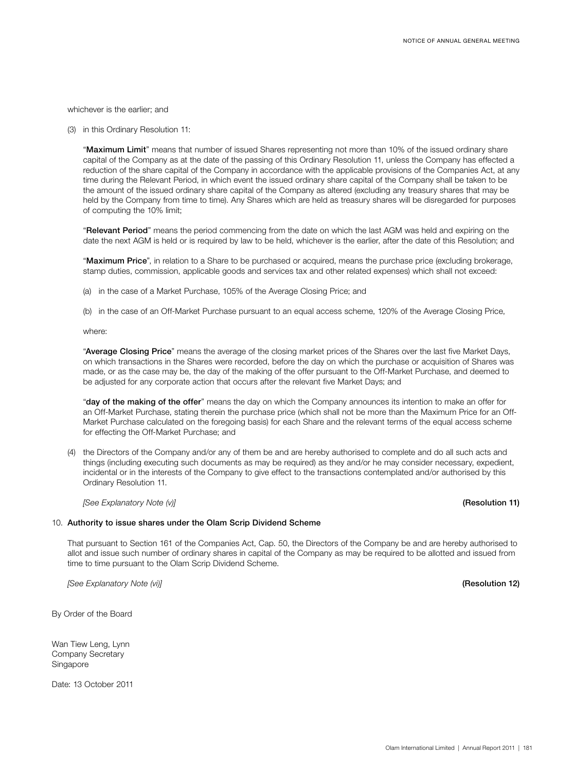whichever is the earlier; and

(3) in this Ordinary Resolution 11:

"**Maximum Limit**" means that number of issued Shares representing not more than 10% of the issued ordinary share capital of the Company as at the date of the passing of this Ordinary Resolution 11, unless the Company has effected a reduction of the share capital of the Company in accordance with the applicable provisions of the Companies Act, at any time during the Relevant Period, in which event the issued ordinary share capital of the Company shall be taken to be the amount of the issued ordinary share capital of the Company as altered (excluding any treasury shares that may be held by the Company from time to time). Any Shares which are held as treasury shares will be disregarded for purposes of computing the 10% limit;

"**Relevant Period**" means the period commencing from the date on which the last AGM was held and expiring on the date the next AGM is held or is required by law to be held, whichever is the earlier, after the date of this Resolution; and

"**Maximum Price**", in relation to a Share to be purchased or acquired, means the purchase price (excluding brokerage, stamp duties, commission, applicable goods and services tax and other related expenses) which shall not exceed:

(a) in the case of a Market Purchase, 105% of the Average Closing Price; and

(b) in the case of an Off-Market Purchase pursuant to an equal access scheme, 120% of the Average Closing Price,

where:

"**Average Closing Price**" means the average of the closing market prices of the Shares over the last five Market Days, on which transactions in the Shares were recorded, before the day on which the purchase or acquisition of Shares was made, or as the case may be, the day of the making of the offer pursuant to the Off-Market Purchase, and deemed to be adjusted for any corporate action that occurs after the relevant five Market Days; and

"**day of the making of the offer**" means the day on which the Company announces its intention to make an offer for an Off-Market Purchase, stating therein the purchase price (which shall not be more than the Maximum Price for an Off-Market Purchase calculated on the foregoing basis) for each Share and the relevant terms of the equal access scheme for effecting the Off-Market Purchase; and

(4) the Directors of the Company and/or any of them be and are hereby authorised to complete and do all such acts and things (including executing such documents as may be required) as they and/or he may consider necessary, expedient, incidental or in the interests of the Company to give effect to the transactions contemplated and/or authorised by this Ordinary Resolution 11.

*[See Explanatory Note (v)]* **(Resolution 11)**

10. **Authority to issue shares under the Olam Scrip Dividend Scheme**

That pursuant to Section 161 of the Companies Act, Cap. 50, the Directors of the Company be and are hereby authorised to allot and issue such number of ordinary shares in capital of the Company as may be required to be allotted and issued from time to time pursuant to the Olam Scrip Dividend Scheme.

*[See Explanatory Note (vi)]* **(Resolution 12)**

By Order of the Board

Wan Tiew Leng, Lynn
Company Secretary
Singapore

Date: 13 October 2011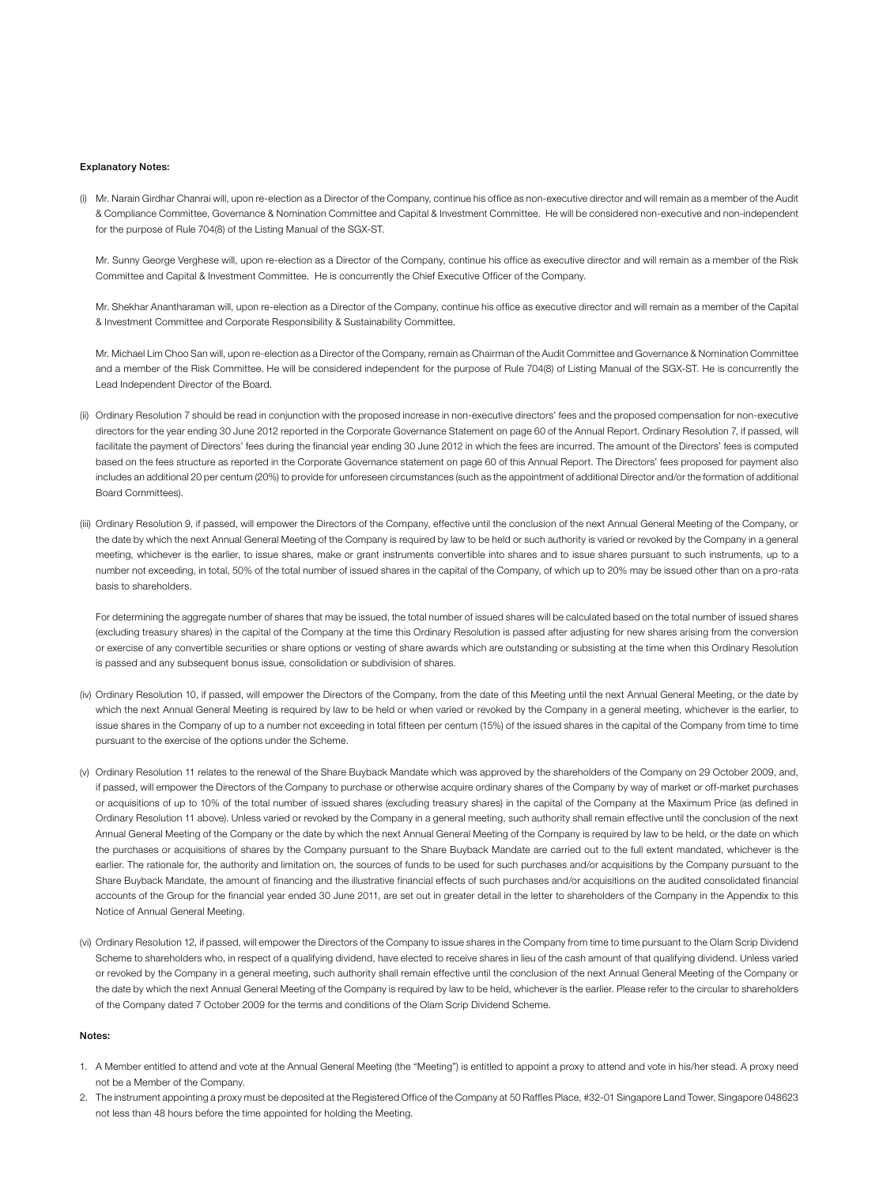**Explanatory Notes:**

(i) Mr. Narain Girdhar Chanrai will, upon re-election as a Director of the Company, continue his office as non-executive director and will remain as a member of the Audit & Compliance Committee, Governance & Nomination Committee and Capital & Investment Committee. He will be considered non-executive and non-independent for the purpose of Rule 704(8) of the Listing Manual of the SGX-ST.

Mr. Sunny George Verghese will, upon re-election as a Director of the Company, continue his office as executive director and will remain as a member of the Risk Committee and Capital & Investment Committee. He is concurrently the Chief Executive Officer of the Company.

Mr. Shekhar Anantharaman will, upon re-election as a Director of the Company, continue his office as executive director and will remain as a member of the Capital & Investment Committee and Corporate Responsibility & Sustainability Committee.

Mr. Michael Lim Choo San will, upon re-election as a Director of the Company, remain as Chairman of the Audit Committee and Governance & Nomination Committee and a member of the Risk Committee. He will be considered independent for the purpose of Rule 704(8) of Listing Manual of the SGX-ST. He is concurrently the Lead Independent Director of the Board.

(ii) Ordinary Resolution 7 should be read in conjunction with the proposed increase in non-executive directors' fees and the proposed compensation for non-executive directors for the year ending 30 June 2012 reported in the Corporate Governance Statement on page 60 of the Annual Report. Ordinary Resolution 7, if passed, will facilitate the payment of Directors' fees during the financial year ending 30 June 2012 in which the fees are incurred. The amount of the Directors' fees is computed based on the fees structure as reported in the Corporate Governance statement on page 60 of this Annual Report. The Directors' fees proposed for payment also includes an additional 20 per centum (20%) to provide for unforeseen circumstances (such as the appointment of additional Director and/or the formation of additional Board Committees).

(iii) Ordinary Resolution 9, if passed, will empower the Directors of the Company, effective until the conclusion of the next Annual General Meeting of the Company, or the date by which the next Annual General Meeting of the Company is required by law to be held or such authority is varied or revoked by the Company in a general meeting, whichever is the earlier, to issue shares, make or grant instruments convertible into shares and to issue shares pursuant to such instruments, up to a number not exceeding, in total, 50% of the total number of issued shares in the capital of the Company, of which up to 20% may be issued other than on a pro-rata basis to shareholders.

For determining the aggregate number of shares that may be issued, the total number of issued shares will be calculated based on the total number of issued shares (excluding treasury shares) in the capital of the Company at the time this Ordinary Resolution is passed after adjusting for new shares arising from the conversion or exercise of any convertible securities or share options or vesting of share awards which are outstanding or subsisting at the time when this Ordinary Resolution is passed and any subsequent bonus issue, consolidation or subdivision of shares.

(iv) Ordinary Resolution 10, if passed, will empower the Directors of the Company, from the date of this Meeting until the next Annual General Meeting, or the date by which the next Annual General Meeting is required by law to be held or when varied or revoked by the Company in a general meeting, whichever is the earlier, to issue shares in the Company of up to a number not exceeding in total fifteen per centum (15%) of the issued shares in the capital of the Company from time to time pursuant to the exercise of the options under the Scheme.

(v) Ordinary Resolution 11 relates to the renewal of the Share Buyback Mandate which was approved by the shareholders of the Company on 29 October 2009, and, if passed, will empower the Directors of the Company to purchase or otherwise acquire ordinary shares of the Company by way of market or off-market purchases or acquisitions of up to 10% of the total number of issued shares (excluding treasury shares) in the capital of the Company at the Maximum Price (as defined in Ordinary Resolution 11 above). Unless varied or revoked by the Company in a general meeting, such authority shall remain effective until the conclusion of the next Annual General Meeting of the Company or the date by which the next Annual General Meeting of the Company is required by law to be held, or the date on which the purchases or acquisitions of shares by the Company pursuant to the Share Buyback Mandate are carried out to the full extent mandated, whichever is the earlier. The rationale for, the authority and limitation on, the sources of funds to be used for such purchases and/or acquisitions by the Company pursuant to the Share Buyback Mandate, the amount of financing and the illustrative financial effects of such purchases and/or acquisitions on the audited consolidated financial accounts of the Group for the financial year ended 30 June 2011, are set out in greater detail in the letter to shareholders of the Company in the Appendix to this Notice of Annual General Meeting.

(vi) Ordinary Resolution 12, if passed, will empower the Directors of the Company to issue shares in the Company from time to time pursuant to the Olam Scrip Dividend Scheme to shareholders who, in respect of a qualifying dividend, have elected to receive shares in lieu of the cash amount of that qualifying dividend. Unless varied or revoked by the Company in a general meeting, such authority shall remain effective until the conclusion of the next Annual General Meeting of the Company or the date by which the next Annual General Meeting of the Company is required by law to be held, whichever is the earlier. Please refer to the circular to shareholders of the Company dated 7 October 2009 for the terms and conditions of the Olam Scrip Dividend Scheme.

**Notes:**

1. A Member entitled to attend and vote at the Annual General Meeting (the "Meeting") is entitled to appoint a proxy to attend and vote in his/her stead. A proxy need not be a Member of the Company.
2. The instrument appointing a proxy must be deposited at the Registered Office of the Company at 50 Raffles Place, #32-01 Singapore Land Tower, Singapore 048623 not less than 48 hours before the time appointed for holding the Meeting.